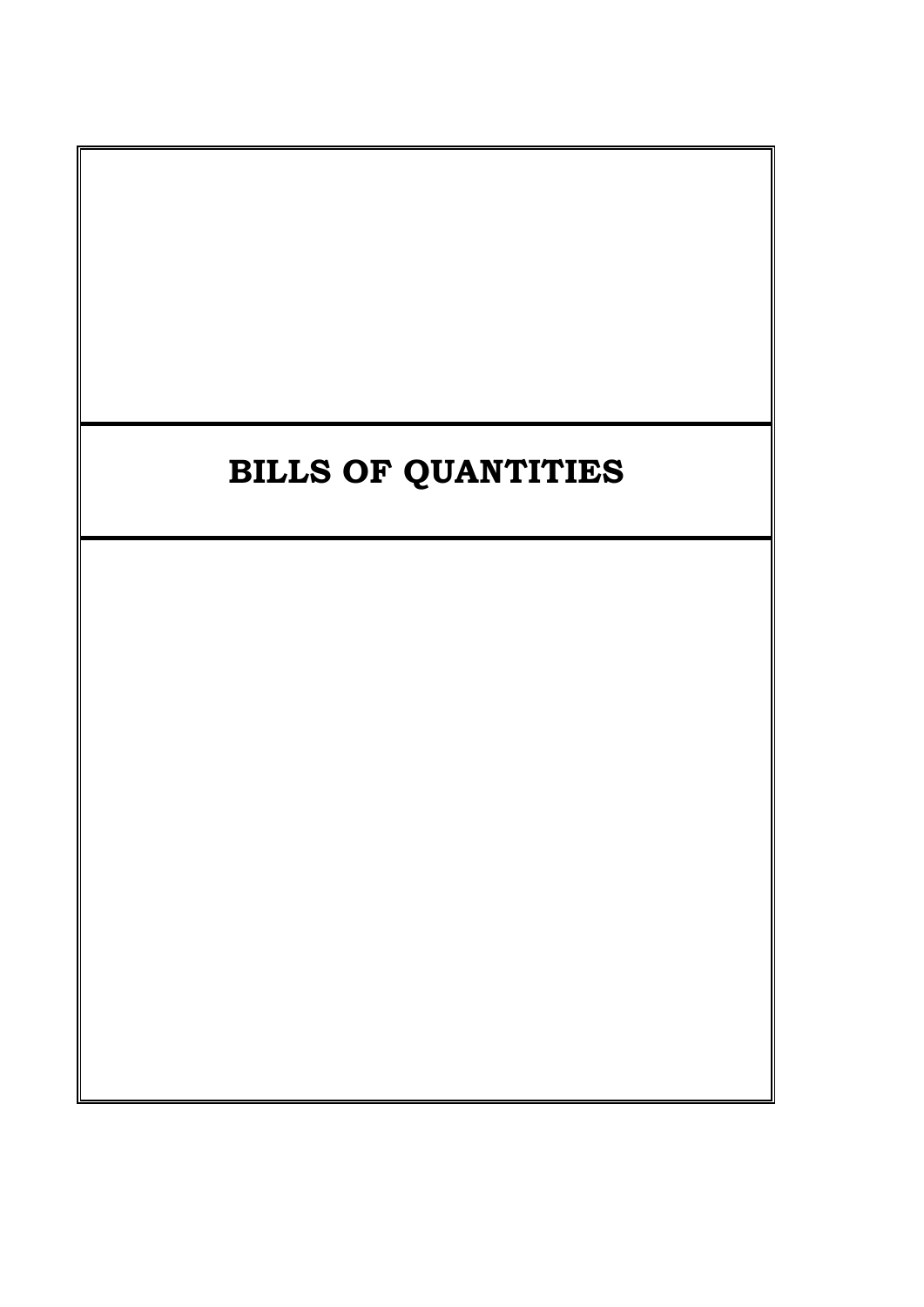# BILLS OF QUANTITIES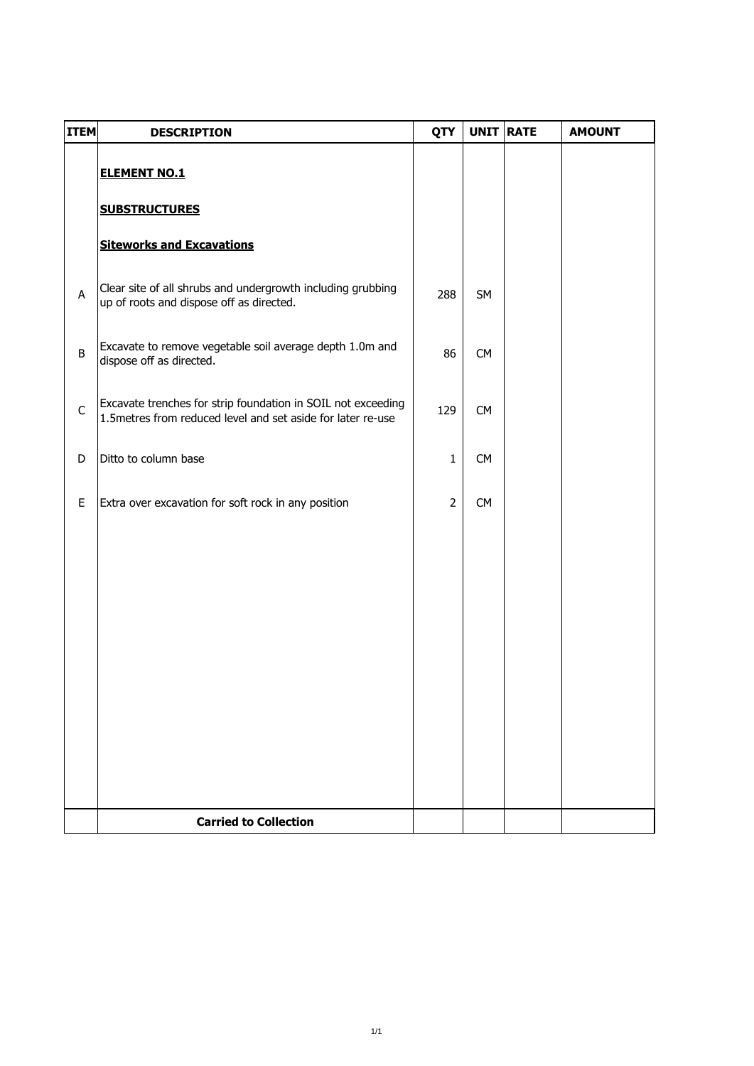| ITEM | DESCRIPTION | QTY | UNIT | RATE | AMOUNT |
|---|---|---|---|---|---|
| | **ELEMENT NO.1** | | | | |
| | **SUBSTRUCTURES** | | | | |
| | **Siteworks and Excavations** | | | | |
| A | Clear site of all shrubs and undergrowth including grubbing up of roots and dispose off as directed. | 288 | SM | | |
| B | Excavate to remove vegetable soil average depth 1.0m and dispose off as directed. | 86 | CM | | |
| C | Excavate trenches for strip foundation in SOIL not exceeding 1.5metres from reduced level and set aside for later re-use | 129 | CM | | |
| D | Ditto to column base | 1 | CM | | |
| E | Extra over excavation for soft rock in any position | 2 | CM | | |
| | **Carried to Collection** | | | | |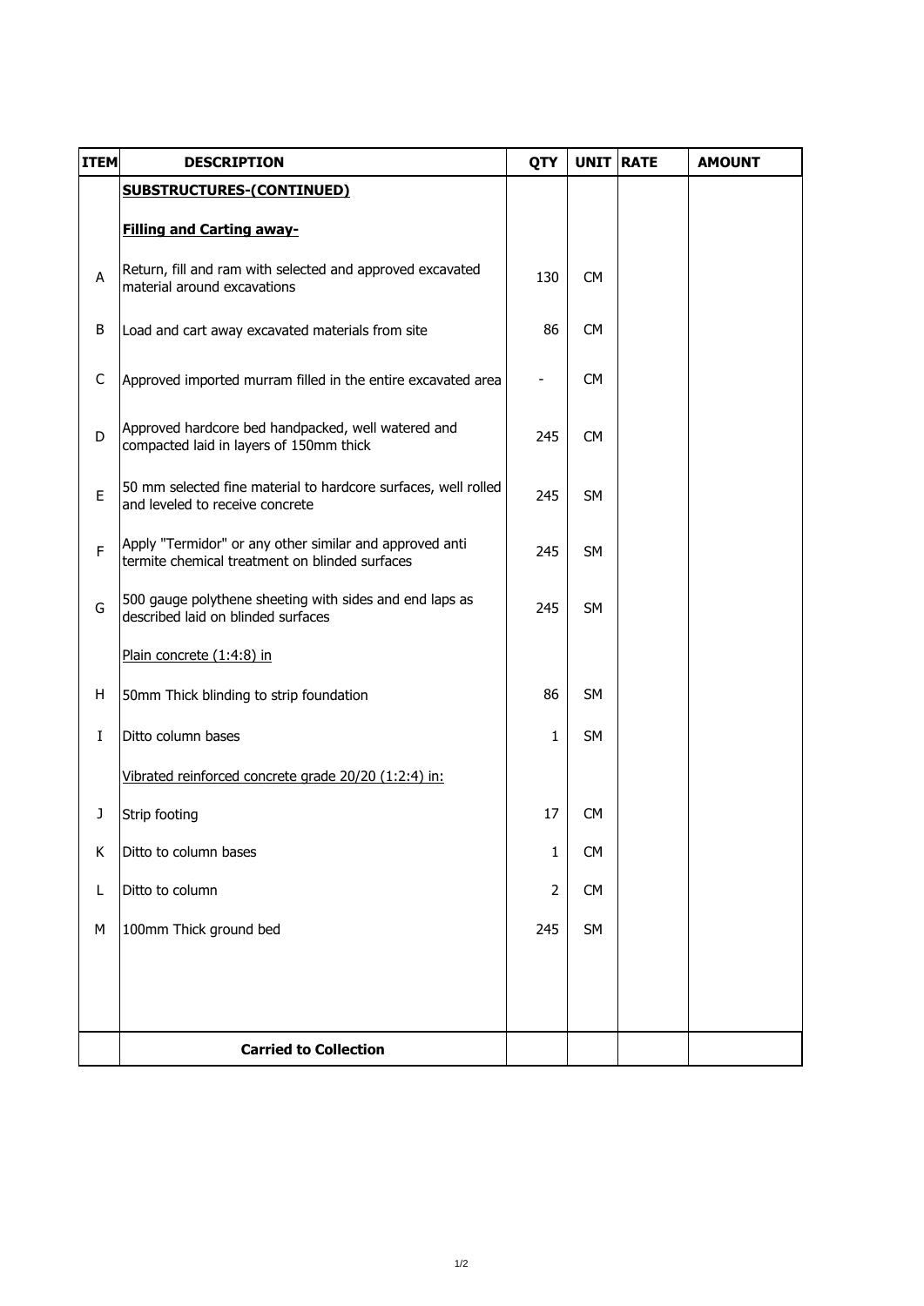| ITEM | DESCRIPTION | QTY | UNIT | RATE | AMOUNT |
|---|---|---|---|---|---|
| | **SUBSTRUCTURES-(CONTINUED)** | | | | |
| | **Filling and Carting away-** | | | | |
| A | Return, fill and ram with selected and approved excavated material around excavations | 130 | CM | | |
| B | Load and cart away excavated materials from site | 86 | CM | | |
| C | Approved imported murram filled in the entire excavated area | - | CM | | |
| D | Approved hardcore bed handpacked, well watered and compacted laid in layers of 150mm thick | 245 | CM | | |
| E | 50 mm selected fine material to hardcore surfaces, well rolled and leveled to receive concrete | 245 | SM | | |
| F | Apply "Termidor" or any other similar and approved anti termite chemical treatment on blinded surfaces | 245 | SM | | |
| G | 500 gauge polythene sheeting with sides and end laps as described laid on blinded surfaces | 245 | SM | | |
| | Plain concrete (1:4:8) in | | | | |
| H | 50mm Thick blinding to strip foundation | 86 | SM | | |
| I | Ditto column bases | 1 | SM | | |
| | Vibrated reinforced concrete grade 20/20 (1:2:4) in: | | | | |
| J | Strip footing | 17 | CM | | |
| K | Ditto to column bases | 1 | CM | | |
| L | Ditto to column | 2 | CM | | |
| M | 100mm Thick ground bed | 245 | SM | | |
| | **Carried to Collection** | | | | |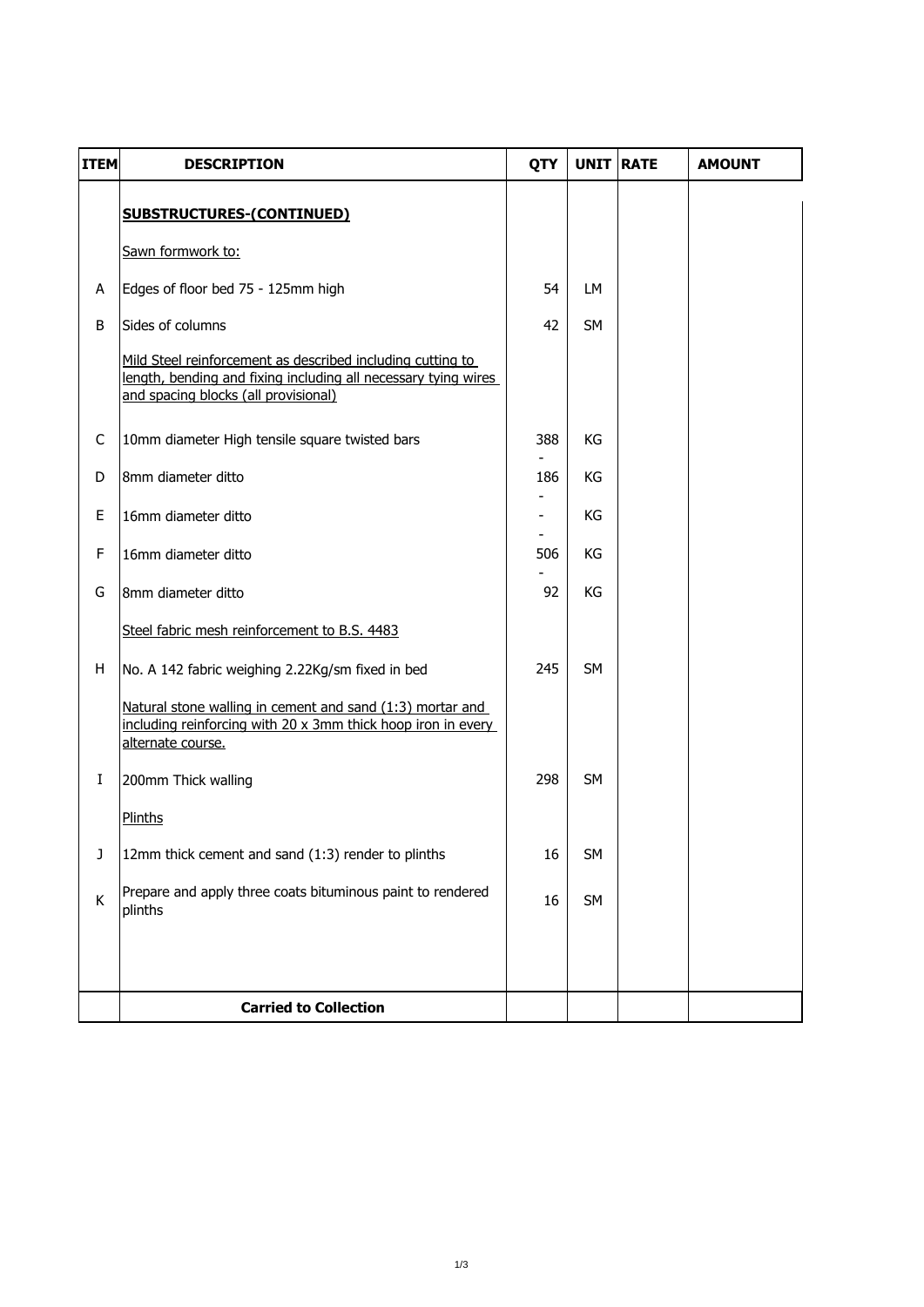| ITEM | DESCRIPTION | QTY | UNIT | RATE | AMOUNT |
|---|---|---|---|---|---|
| | **SUBSTRUCTURES-(CONTINUED)** | | | | |
| | Sawn formwork to: | | | | |
| A | Edges of floor bed 75 - 125mm high | 54 | LM | | |
| B | Sides of columns | 42 | SM | | |
| | Mild Steel reinforcement as described including cutting to length, bending and fixing including all necessary tying wires and spacing blocks (all provisional) | | | | |
| C | 10mm diameter High tensile square twisted bars | 388 | KG | | |
| D | 8mm diameter ditto | 186 | KG | | |
| E | 16mm diameter ditto | - | KG | | |
| F | 16mm diameter ditto | 506 | KG | | |
| G | 8mm diameter ditto | 92 | KG | | |
| | Steel fabric mesh reinforcement to B.S. 4483 | | | | |
| H | No. A 142 fabric weighing 2.22Kg/sm fixed in bed | 245 | SM | | |
| | Natural stone walling in cement and sand (1:3) mortar and including reinforcing with 20 x 3mm thick hoop iron in every alternate course. | | | | |
| I | 200mm Thick walling | 298 | SM | | |
| | Plinths | | | | |
| J | 12mm thick cement and sand (1:3) render to plinths | 16 | SM | | |
| K | Prepare and apply three coats bituminous paint to rendered plinths | 16 | SM | | |
| | **Carried to Collection** | | | | |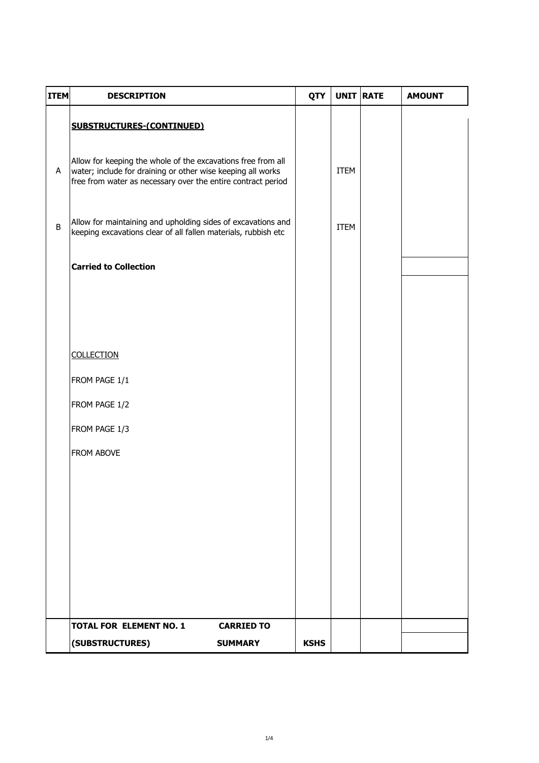| ITEM | DESCRIPTION | QTY | UNIT | RATE | AMOUNT |
|---|---|---|---|---|---|
| | **SUBSTRUCTURES-(CONTINUED)** | | | | |
| A | Allow for keeping the whole of the excavations free from all water; include for draining or other wise keeping all works free from water as necessary over the entire contract period | | ITEM | | |
| B | Allow for maintaining and upholding sides of excavations and keeping excavations clear of all fallen materials, rubbish etc | | ITEM | | |
| | **Carried to Collection** | | | | |
| | COLLECTION | | | | |
| | FROM PAGE 1/1 | | | | |
| | FROM PAGE 1/2 | | | | |
| | FROM PAGE 1/3 | | | | |
| | FROM ABOVE | | | | |
| | **TOTAL FOR ELEMENT NO. 1 (SUBSTRUCTURES) CARRIED TO SUMMARY** | **KSHS** | | | |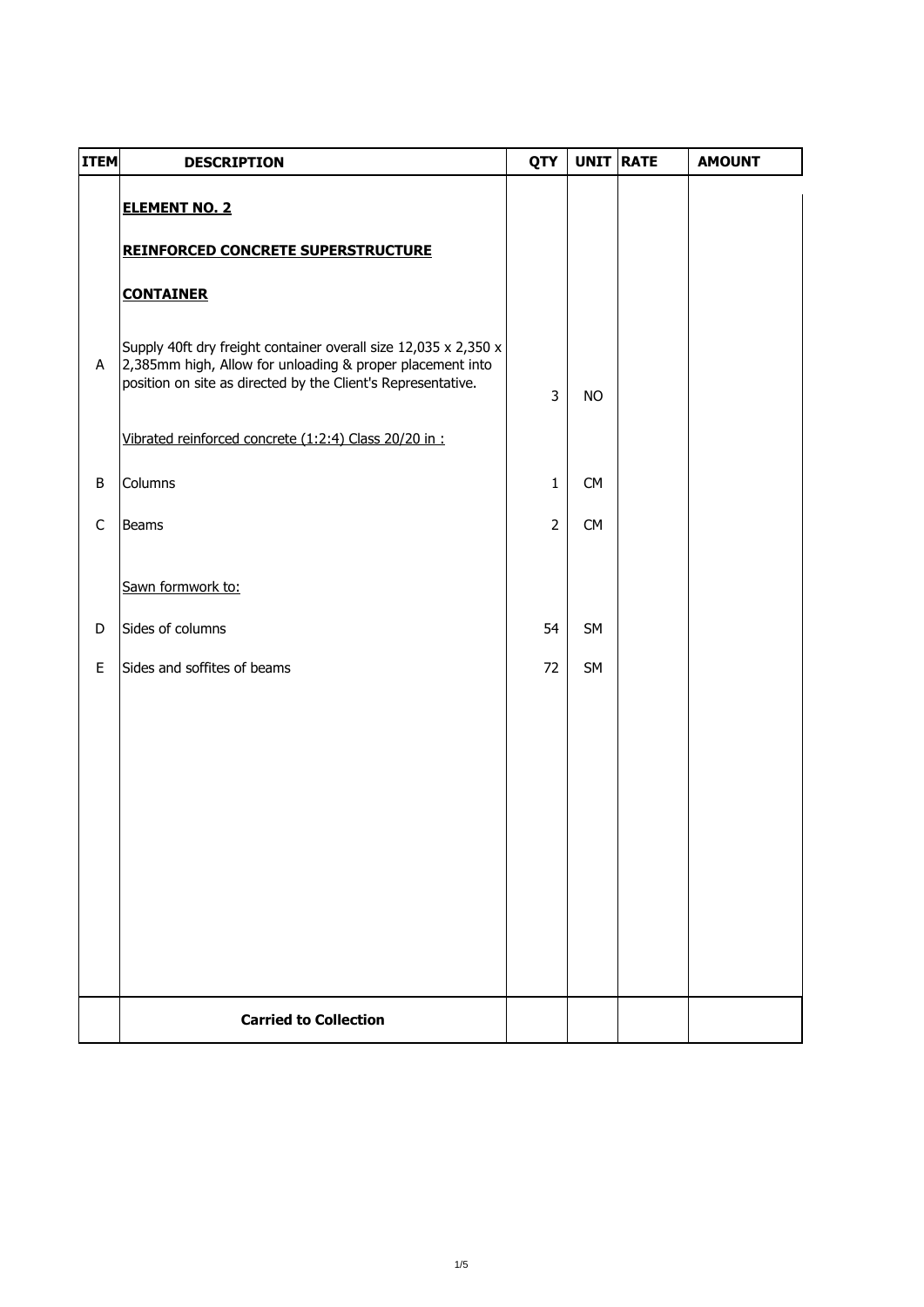| ITEM | DESCRIPTION | QTY | UNIT | RATE | AMOUNT |
| --- | --- | --- | --- | --- | --- |
| | **ELEMENT NO. 2** | | | | |
| | **REINFORCED CONCRETE SUPERSTRUCTURE** | | | | |
| | **CONTAINER** | | | | |
| A | Supply 40ft dry freight container overall size 12,035 x 2,350 x 2,385mm high, Allow for unloading & proper placement into position on site as directed by the Client's Representative. | 3 | NO | | |
| | Vibrated reinforced concrete (1:2:4) Class 20/20 in : | | | | |
| B | Columns | 1 | CM | | |
| C | Beams | 2 | CM | | |
| | Sawn formwork to: | | | | |
| D | Sides of columns | 54 | SM | | |
| E | Sides and soffites of beams | 72 | SM | | |
| | **Carried to Collection** | | | | |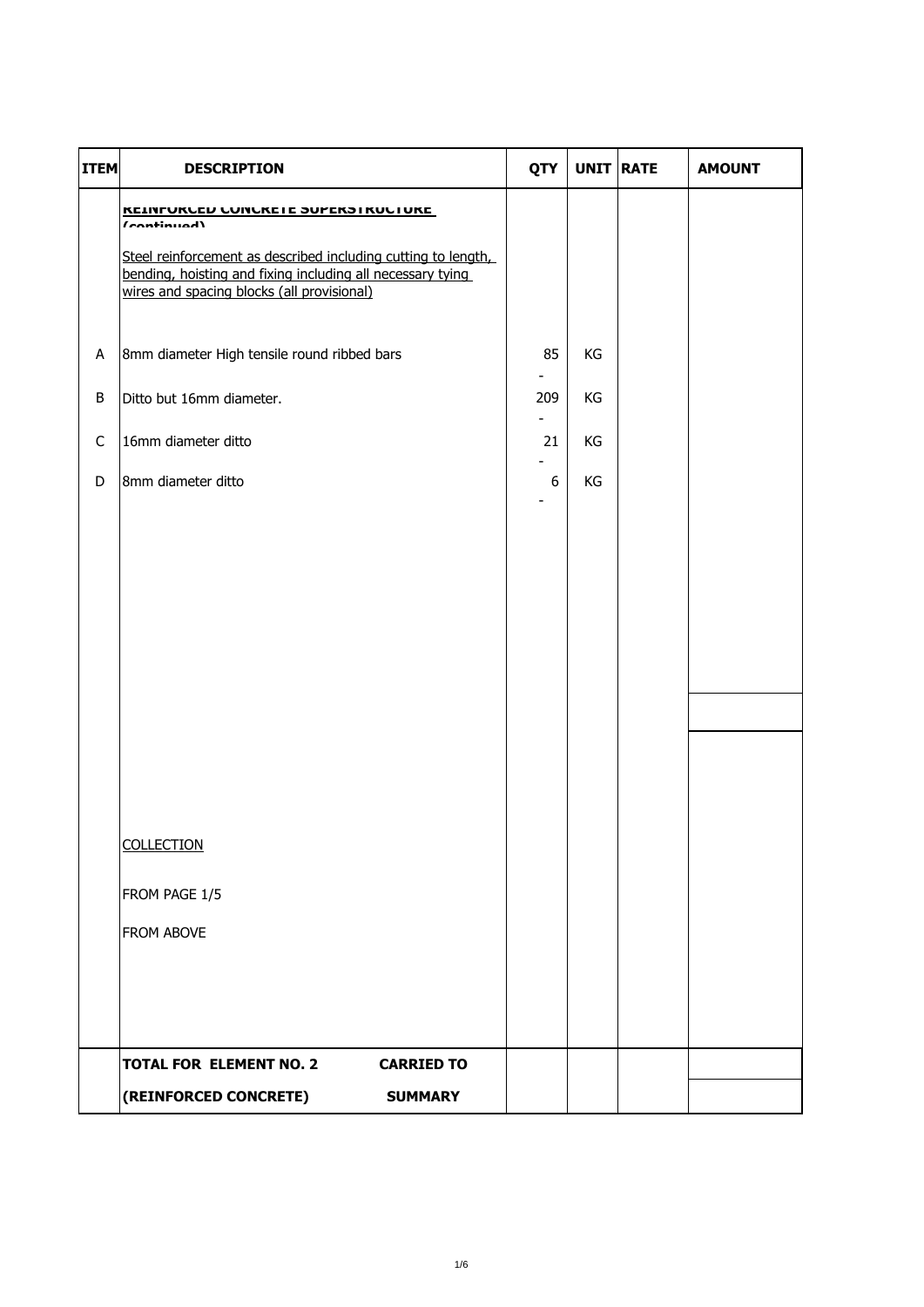| ITEM | DESCRIPTION | QTY | UNIT | RATE | AMOUNT |
|---|---|---|---|---|---|
| | REINFORCED CONCRETE SUPERSTRUCTURE (continued) | | | | |
| | Steel reinforcement as described including cutting to length, bending, hoisting and fixing including all necessary tying wires and spacing blocks (all provisional) | | | | |
| A | 8mm diameter High tensile round ribbed bars | 85 | KG | | - |
| B | Ditto but 16mm diameter. | 209 | KG | | - |
| C | 16mm diameter ditto | 21 | KG | | - |
| D | 8mm diameter ditto | 6 | KG | | - |
| | COLLECTION | | | | |
| | FROM PAGE 1/5 | | | | |
| | FROM ABOVE | | | | |
| | **TOTAL FOR ELEMENT NO. 2 CARRIED TO** | | | | |
| | **(REINFORCED CONCRETE) SUMMARY** | | | | |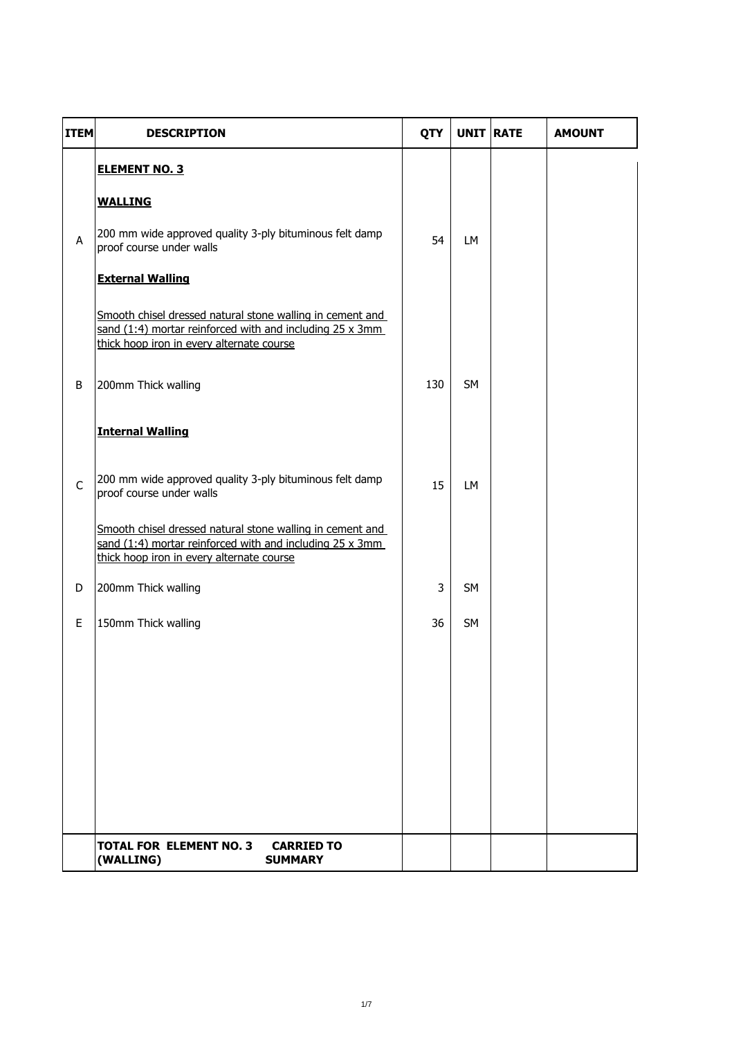| ITEM | DESCRIPTION | QTY | UNIT | RATE | AMOUNT |
|---|---|---|---|---|---|
| | **ELEMENT NO. 3** | | | | |
| | **WALLING** | | | | |
| A | 200 mm wide approved quality 3-ply bituminous felt damp proof course under walls | 54 | LM | | |
| | **External Walling** | | | | |
| | Smooth chisel dressed natural stone walling in cement and sand (1:4) mortar reinforced with and including 25 x 3mm thick hoop iron in every alternate course | | | | |
| B | 200mm Thick walling | 130 | SM | | |
| | **Internal Walling** | | | | |
| C | 200 mm wide approved quality 3-ply bituminous felt damp proof course under walls | 15 | LM | | |
| | Smooth chisel dressed natural stone walling in cement and sand (1:4) mortar reinforced with and including 25 x 3mm thick hoop iron in every alternate course | | | | |
| D | 200mm Thick walling | 3 | SM | | |
| E | 150mm Thick walling | 36 | SM | | |
| | **TOTAL FOR ELEMENT NO. 3 (WALLING) CARRIED TO SUMMARY** | | | | |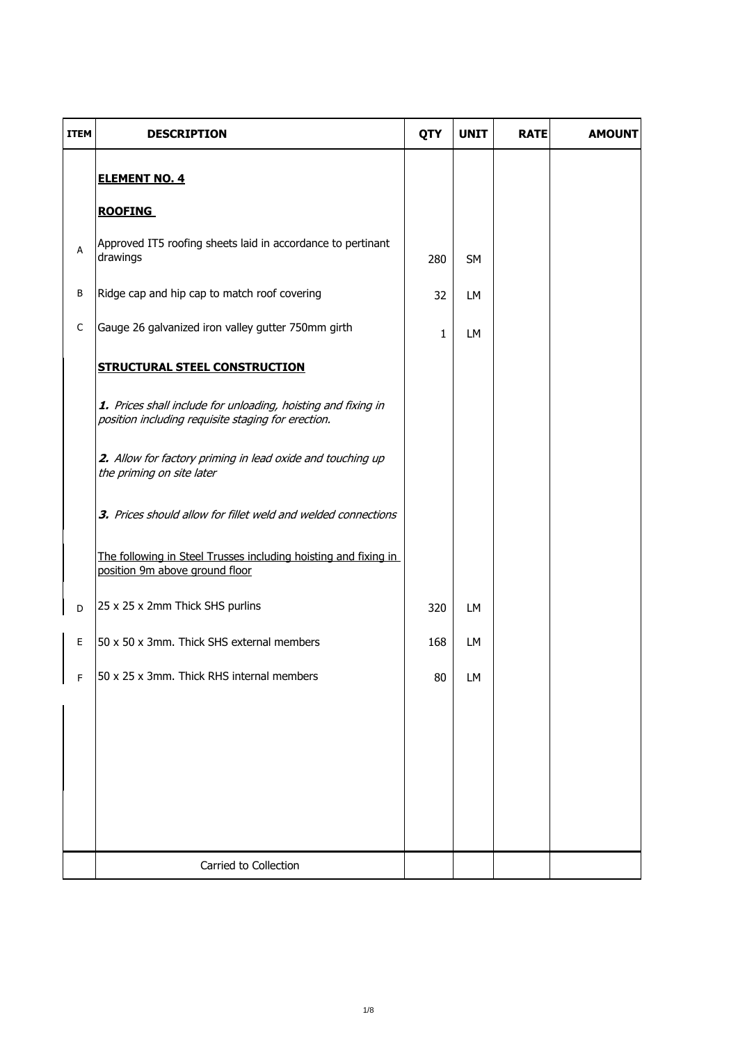| ITEM | DESCRIPTION | QTY | UNIT | RATE | AMOUNT |
|---|---|---|---|---|---|
| | **ELEMENT NO. 4** | | | | |
| | **ROOFING** | | | | |
| A | Approved IT5 roofing sheets laid in accordance to pertinant drawings | 280 | SM | | |
| B | Ridge cap and hip cap to match roof covering | 32 | LM | | |
| C | Gauge 26 galvanized iron valley gutter 750mm girth | 1 | LM | | |
| | **STRUCTURAL STEEL CONSTRUCTION** | | | | |
| | ***1.*** *Prices shall include for unloading, hoisting and fixing in position including requisite staging for erection.* | | | | |
| | ***2.*** *Allow for factory priming in lead oxide and touching up the priming on site later* | | | | |
| | ***3.*** *Prices should allow for fillet weld and welded connections* | | | | |
| | The following in Steel Trusses including hoisting and fixing in position 9m above ground floor | | | | |
| D | 25 x 25 x 2mm Thick SHS purlins | 320 | LM | | |
| E | 50 x 50 x 3mm. Thick SHS external members | 168 | LM | | |
| F | 50 x 25 x 3mm. Thick RHS internal members | 80 | LM | | |
| | Carried to Collection | | | | |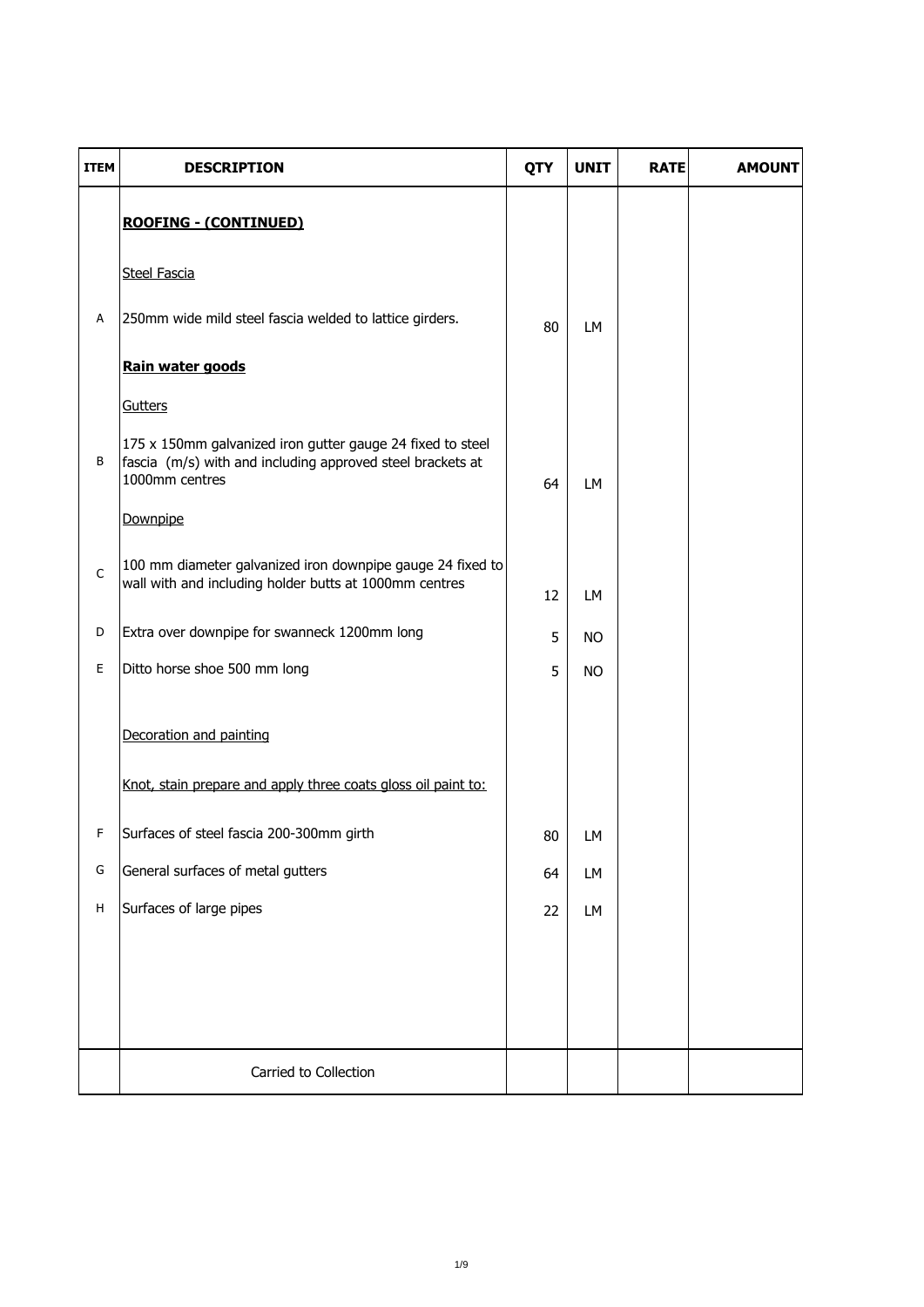| ITEM | DESCRIPTION | QTY | UNIT | RATE | AMOUNT |
|---|---|---|---|---|---|
| | **ROOFING - (CONTINUED)** | | | | |
| | Steel Fascia | | | | |
| A | 250mm wide mild steel fascia welded to lattice girders. | 80 | LM | | |
| | **Rain water goods** | | | | |
| | Gutters | | | | |
| B | 175 x 150mm galvanized iron gutter gauge 24 fixed to steel fascia (m/s) with and including approved steel brackets at 1000mm centres | 64 | LM | | |
| | Downpipe | | | | |
| C | 100 mm diameter galvanized iron downpipe gauge 24 fixed to wall with and including holder butts at 1000mm centres | 12 | LM | | |
| D | Extra over downpipe for swanneck 1200mm long | 5 | NO | | |
| E | Ditto horse shoe 500 mm long | 5 | NO | | |
| | Decoration and painting | | | | |
| | Knot, stain prepare and apply three coats gloss oil paint to: | | | | |
| F | Surfaces of steel fascia 200-300mm girth | 80 | LM | | |
| G | General surfaces of metal gutters | 64 | LM | | |
| H | Surfaces of large pipes | 22 | LM | | |
| | Carried to Collection | | | | |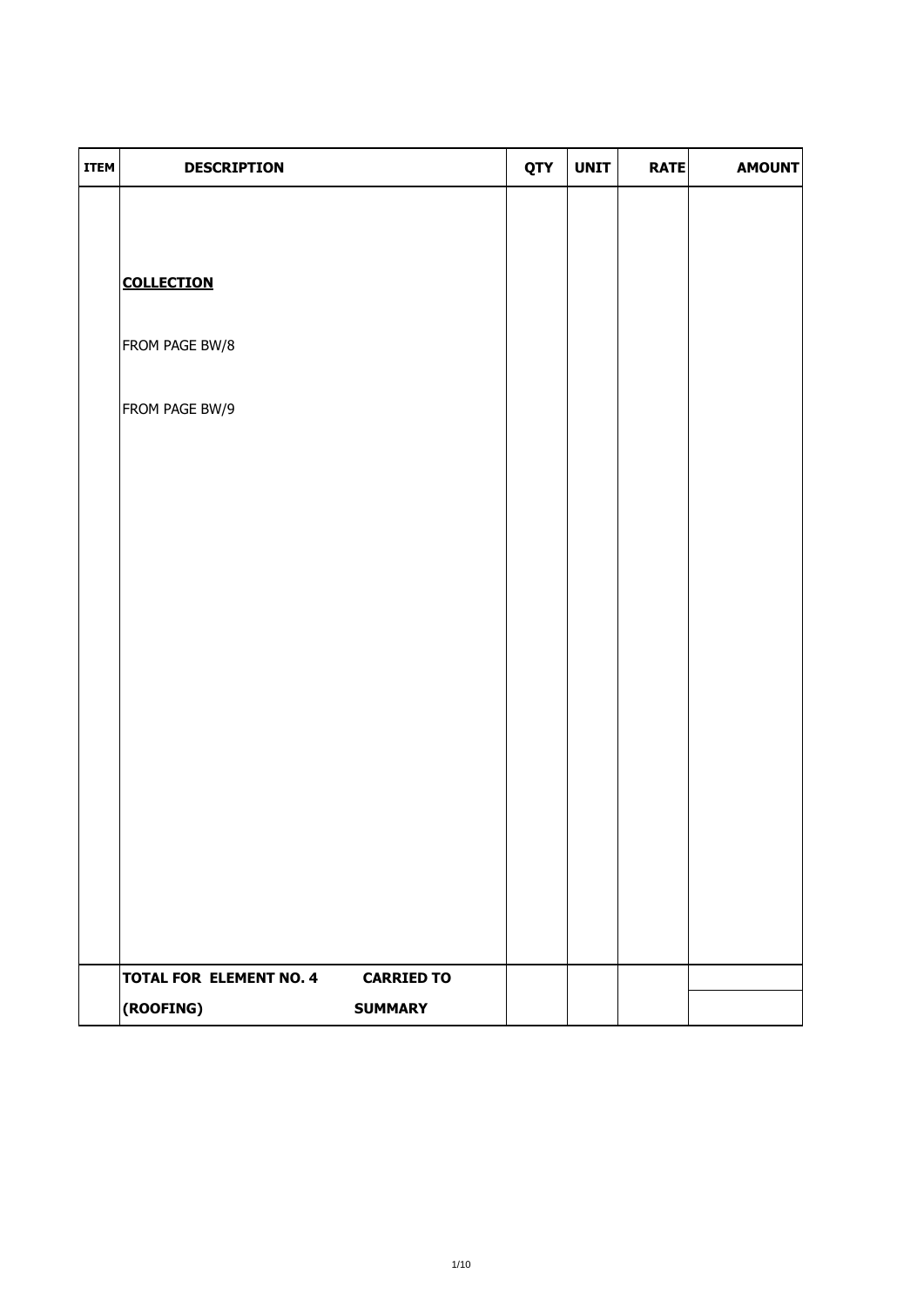| ITEM | DESCRIPTION | QTY | UNIT | RATE | AMOUNT |
|---|---|---|---|---|---|
| | **COLLECTION** | | | | |
| | FROM PAGE BW/8 | | | | |
| | FROM PAGE BW/9 | | | | |
| | **TOTAL FOR ELEMENT NO. 4 CARRIED TO** | | | | |
| | **(ROOFING) SUMMARY** | | | | |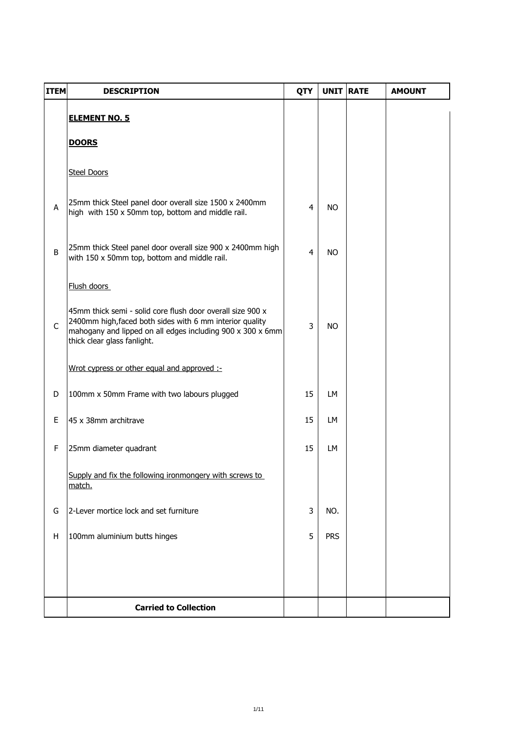| ITEM | DESCRIPTION | QTY | UNIT | RATE | AMOUNT |
|---|---|---|---|---|---|
| | **ELEMENT NO. 5** | | | | |
| | **DOORS** | | | | |
| | Steel Doors | | | | |
| A | 25mm thick Steel panel door overall size 1500 x 2400mm high with 150 x 50mm top, bottom and middle rail. | 4 | NO | | |
| B | 25mm thick Steel panel door overall size 900 x 2400mm high with 150 x 50mm top, bottom and middle rail. | 4 | NO | | |
| | Flush doors | | | | |
| C | 45mm thick semi - solid core flush door overall size 900 x 2400mm high,faced both sides with 6 mm interior quality mahogany and lipped on all edges including 900 x 300 x 6mm thick clear glass fanlight. | 3 | NO | | |
| | Wrot cypress or other equal and approved :- | | | | |
| D | 100mm x 50mm Frame with two labours plugged | 15 | LM | | |
| E | 45 x 38mm architrave | 15 | LM | | |
| F | 25mm diameter quadrant | 15 | LM | | |
| | Supply and fix the following ironmongery with screws to match. | | | | |
| G | 2-Lever mortice lock and set furniture | 3 | NO. | | |
| H | 100mm aluminium butts hinges | 5 | PRS | | |
| | **Carried to Collection** | | | | |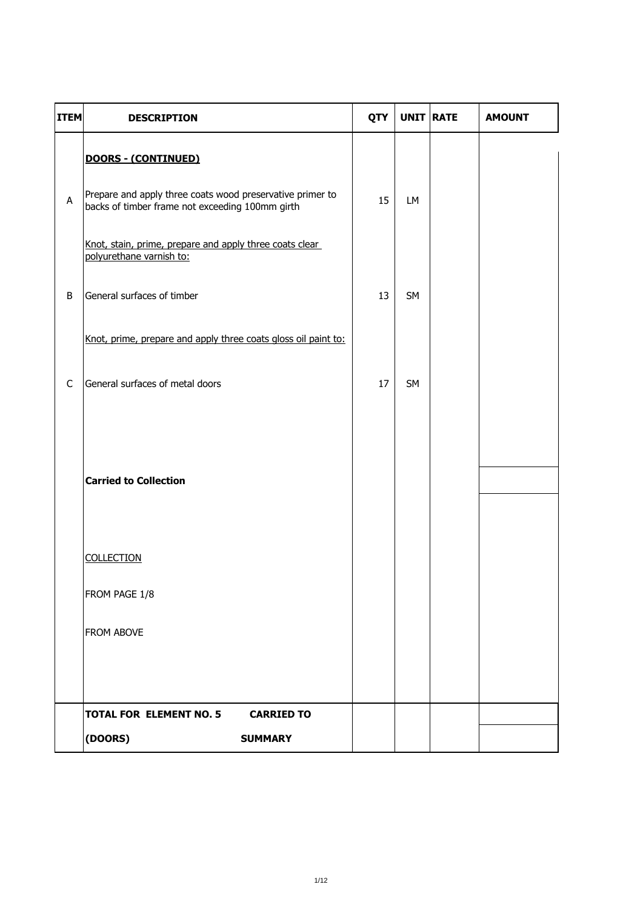| ITEM | DESCRIPTION | QTY | UNIT | RATE | AMOUNT |
|---|---|---|---|---|---|
| | **DOORS - (CONTINUED)** | | | | |
| A | Prepare and apply three coats wood preservative primer to backs of timber frame not exceeding 100mm girth | 15 | LM | | |
| | Knot, stain, prime, prepare and apply three coats clear polyurethane varnish to: | | | | |
| B | General surfaces of timber | 13 | SM | | |
| | Knot, prime, prepare and apply three coats gloss oil paint to: | | | | |
| C | General surfaces of metal doors | 17 | SM | | |
| | **Carried to Collection** | | | | |
| | COLLECTION | | | | |
| | FROM PAGE 1/8 | | | | |
| | FROM ABOVE | | | | |
| | **TOTAL FOR ELEMENT NO. 5 CARRIED TO** | | | | |
| | **(DOORS) SUMMARY** | | | | |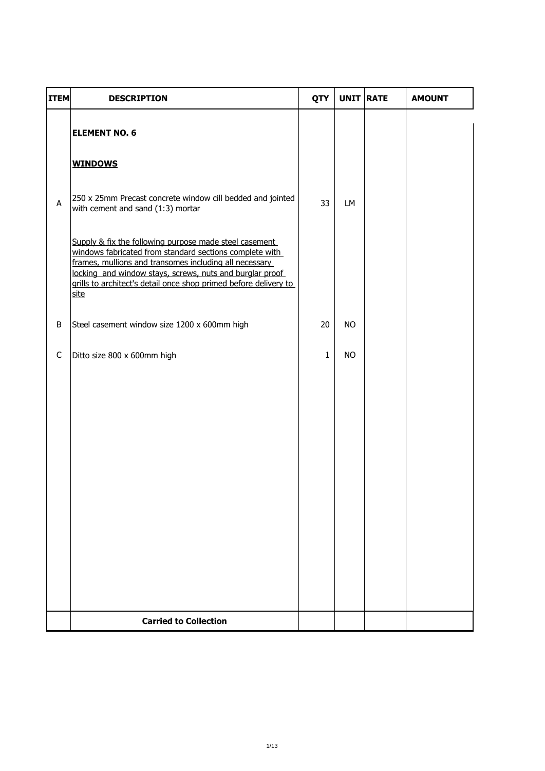| ITEM | DESCRIPTION | QTY | UNIT | RATE | AMOUNT |
|---|---|---|---|---|---|
| | **ELEMENT NO. 6** | | | | |
| | **WINDOWS** | | | | |
| A | 250 x 25mm Precast concrete window cill bedded and jointed with cement and sand (1:3) mortar | 33 | LM | | |
| | Supply & fix the following purpose made steel casement windows fabricated from standard sections complete with frames, mullions and transomes including all necessary locking and window stays, screws, nuts and burglar proof grills to architect's detail once shop primed before delivery to site | | | | |
| B | Steel casement window size 1200 x 600mm high | 20 | NO | | |
| C | Ditto size 800 x 600mm high | 1 | NO | | |
| | **Carried to Collection** | | | | |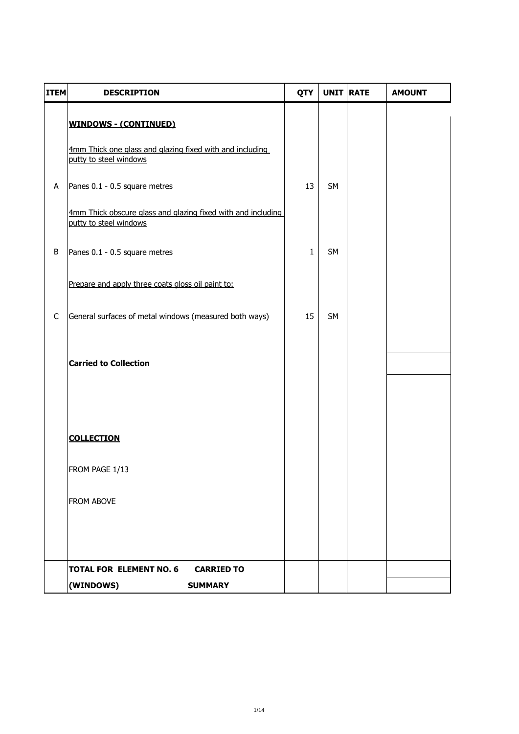| ITEM | DESCRIPTION | QTY | UNIT | RATE | AMOUNT |
|---|---|---|---|---|---|
| | **WINDOWS - (CONTINUED)** | | | | |
| | 4mm Thick one glass and glazing fixed with and including putty to steel windows | | | | |
| A | Panes 0.1 - 0.5 square metres | 13 | SM | | |
| | 4mm Thick obscure glass and glazing fixed with and including putty to steel windows | | | | |
| B | Panes 0.1 - 0.5 square metres | 1 | SM | | |
| | Prepare and apply three coats gloss oil paint to: | | | | |
| C | General surfaces of metal windows (measured both ways) | 15 | SM | | |
| | **Carried to Collection** | | | | |
| | **COLLECTION** | | | | |
| | FROM PAGE 1/13 | | | | |
| | FROM ABOVE | | | | |
| | **TOTAL FOR ELEMENT NO. 6 (WINDOWS) CARRIED TO SUMMARY** | | | | |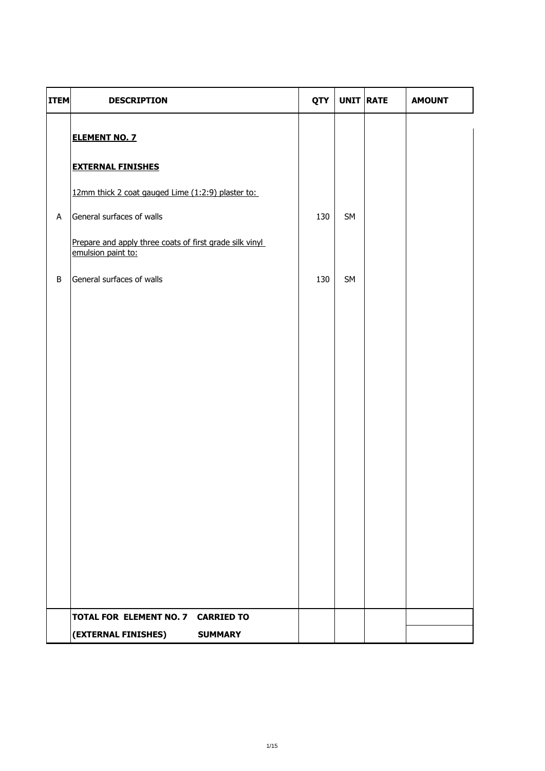| ITEM | DESCRIPTION | QTY | UNIT | RATE | AMOUNT |
|---|---|---|---|---|---|
| | **ELEMENT NO. 7** | | | | |
| | **EXTERNAL FINISHES** | | | | |
| | 12mm thick 2 coat gauged Lime (1:2:9) plaster to: | | | | |
| A | General surfaces of walls | 130 | SM | | |
| | Prepare and apply three coats of first grade silk vinyl emulsion paint to: | | | | |
| B | General surfaces of walls | 130 | SM | | |
| | **TOTAL FOR ELEMENT NO. 7 CARRIED TO** | | | | |
| | **(EXTERNAL FINISHES) SUMMARY** | | | | |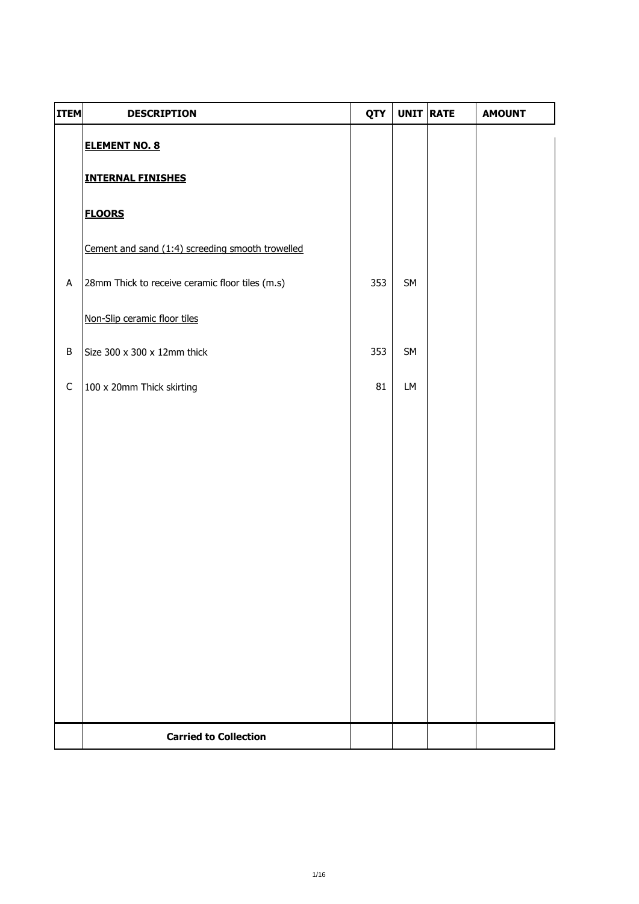| ITEM | DESCRIPTION | QTY | UNIT | RATE | AMOUNT |
|---|---|---|---|---|---|
| | **ELEMENT NO. 8** | | | | |
| | **INTERNAL FINISHES** | | | | |
| | **FLOORS** | | | | |
| | Cement and sand (1:4) screeding smooth trowelled | | | | |
| A | 28mm Thick to receive ceramic floor tiles (m.s) | 353 | SM | | |
| | Non-Slip ceramic floor tiles | | | | |
| B | Size 300 x 300 x 12mm thick | 353 | SM | | |
| C | 100 x 20mm Thick skirting | 81 | LM | | |
| | **Carried to Collection** | | | | |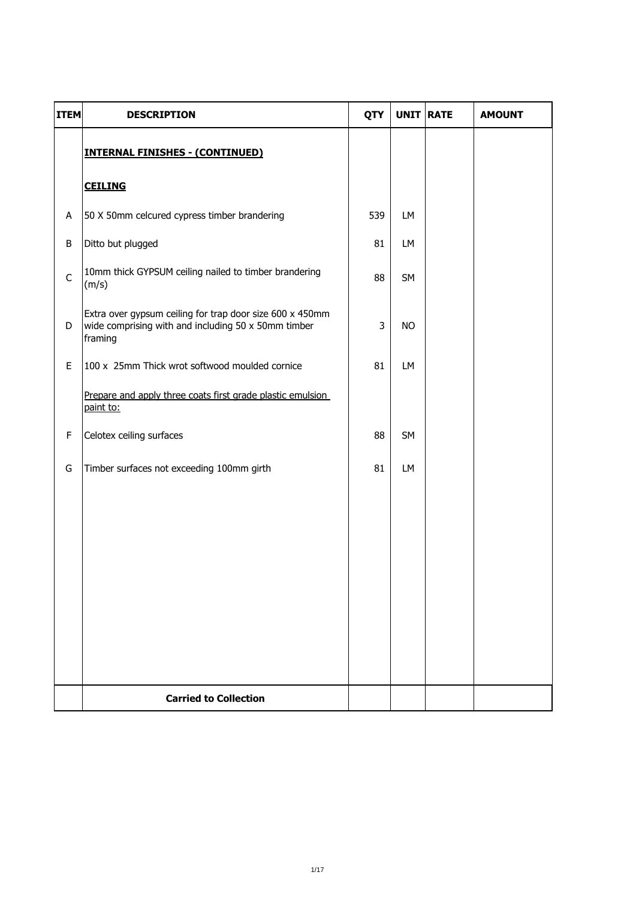| ITEM | DESCRIPTION | QTY | UNIT | RATE | AMOUNT |
|---|---|---|---|---|---|
| | **INTERNAL FINISHES - (CONTINUED)** | | | | |
| | **CEILING** | | | | |
| A | 50 X 50mm celcured cypress timber brandering | 539 | LM | | |
| B | Ditto but plugged | 81 | LM | | |
| C | 10mm thick GYPSUM ceiling nailed to timber brandering (m/s) | 88 | SM | | |
| D | Extra over gypsum ceiling for trap door size 600 x 450mm wide comprising with and including 50 x 50mm timber framing | 3 | NO | | |
| E | 100 x 25mm Thick wrot softwood moulded cornice | 81 | LM | | |
| | Prepare and apply three coats first grade plastic emulsion paint to: | | | | |
| F | Celotex ceiling surfaces | 88 | SM | | |
| G | Timber surfaces not exceeding 100mm girth | 81 | LM | | |
| | **Carried to Collection** | | | | |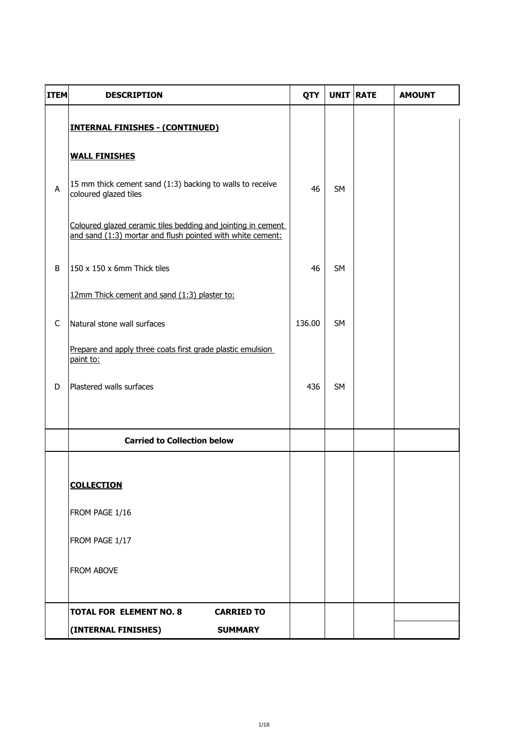| ITEM | DESCRIPTION | QTY | UNIT | RATE | AMOUNT |
|---|---|---|---|---|---|
| | **INTERNAL FINISHES - (CONTINUED)** | | | | |
| | **WALL FINISHES** | | | | |
| A | 15 mm thick cement sand (1:3) backing to walls to receive coloured glazed tiles | 46 | SM | | |
| | Coloured glazed ceramic tiles bedding and jointing in cement and sand (1:3) mortar and flush pointed with white cement: | | | | |
| B | 150 x 150 x 6mm Thick tiles | 46 | SM | | |
| | 12mm Thick cement and sand (1:3) plaster to: | | | | |
| C | Natural stone wall surfaces | 136.00 | SM | | |
| | Prepare and apply three coats first grade plastic emulsion paint to: | | | | |
| D | Plastered walls surfaces | 436 | SM | | |
| | **Carried to Collection below** | | | | |
| | **COLLECTION** | | | | |
| | FROM PAGE 1/16 | | | | |
| | FROM PAGE 1/17 | | | | |
| | FROM ABOVE | | | | |
| | **TOTAL FOR ELEMENT NO. 8 (INTERNAL FINISHES) CARRIED TO SUMMARY** | | | | |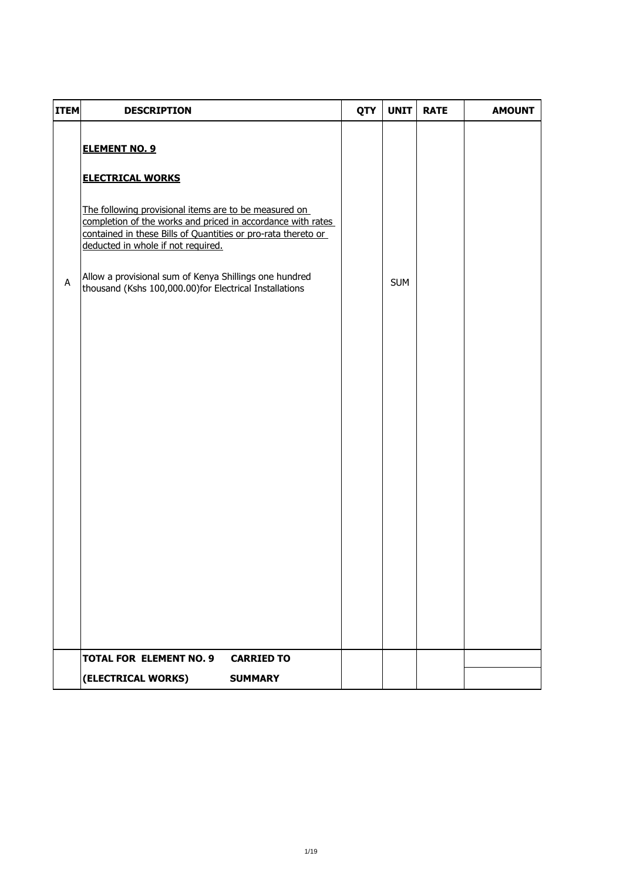| ITEM | DESCRIPTION | QTY | UNIT | RATE | AMOUNT |
|---|---|---|---|---|---|
| | **ELEMENT NO. 9** | | | | |
| | **ELECTRICAL WORKS** | | | | |
| | The following provisional items are to be measured on completion of the works and priced in accordance with rates contained in these Bills of Quantities or pro-rata thereto or deducted in whole if not required. | | | | |
| A | Allow a provisional sum of Kenya Shillings one hundred thousand (Kshs 100,000.00)for Electrical Installations | | SUM | | |
| | **TOTAL FOR ELEMENT NO. 9 CARRIED TO** | | | | |
| | **(ELECTRICAL WORKS) SUMMARY** | | | | |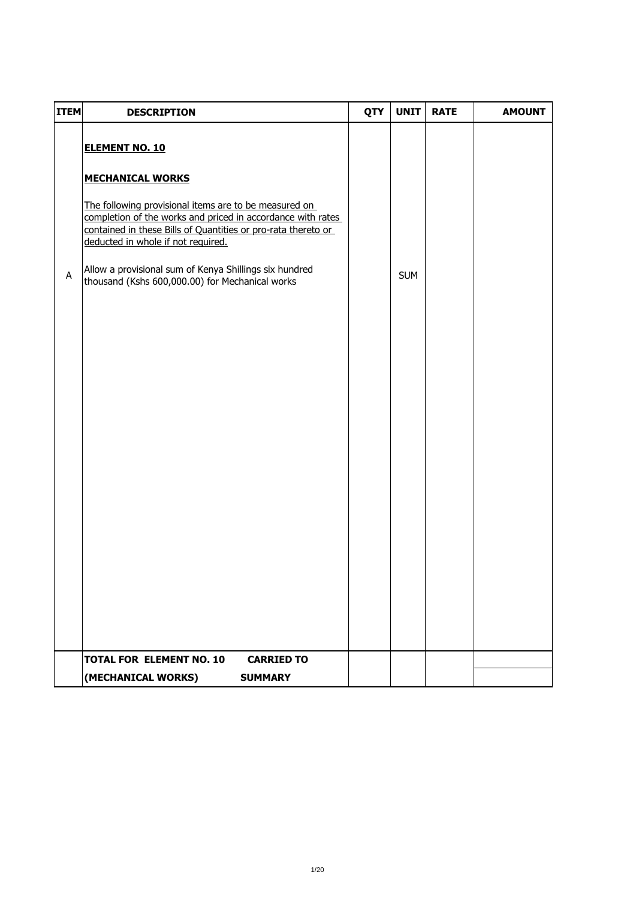| ITEM | DESCRIPTION | QTY | UNIT | RATE | AMOUNT |
|---|---|---|---|---|---|
| | **ELEMENT NO. 10** | | | | |
| | **MECHANICAL WORKS** | | | | |
| | The following provisional items are to be measured on completion of the works and priced in accordance with rates contained in these Bills of Quantities or pro-rata thereto or deducted in whole if not required. | | | | |
| A | Allow a provisional sum of Kenya Shillings six hundred thousand (Kshs 600,000.00) for Mechanical works | | SUM | | |
| | **TOTAL FOR ELEMENT NO. 10 (MECHANICAL WORKS) CARRIED TO SUMMARY** | | | | |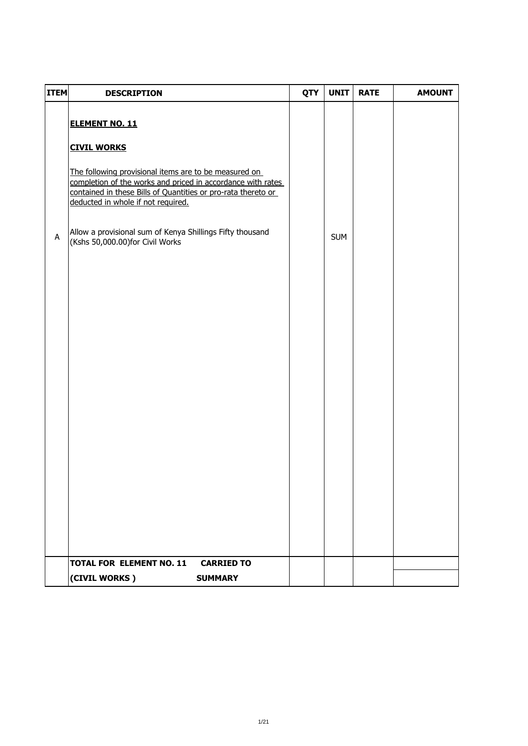| ITEM | DESCRIPTION | QTY | UNIT | RATE | AMOUNT |
|---|---|---|---|---|---|
| | **ELEMENT NO. 11** | | | | |
| | **CIVIL WORKS** | | | | |
| | The following provisional items are to be measured on completion of the works and priced in accordance with rates contained in these Bills of Quantities or pro-rata thereto or deducted in whole if not required. | | | | |
| A | Allow a provisional sum of Kenya Shillings Fifty thousand (Kshs 50,000.00)for Civil Works | | SUM | | |
| | **TOTAL FOR ELEMENT NO. 11 CARRIED TO** | | | | |
| | **(CIVIL WORKS ) SUMMARY** | | | | |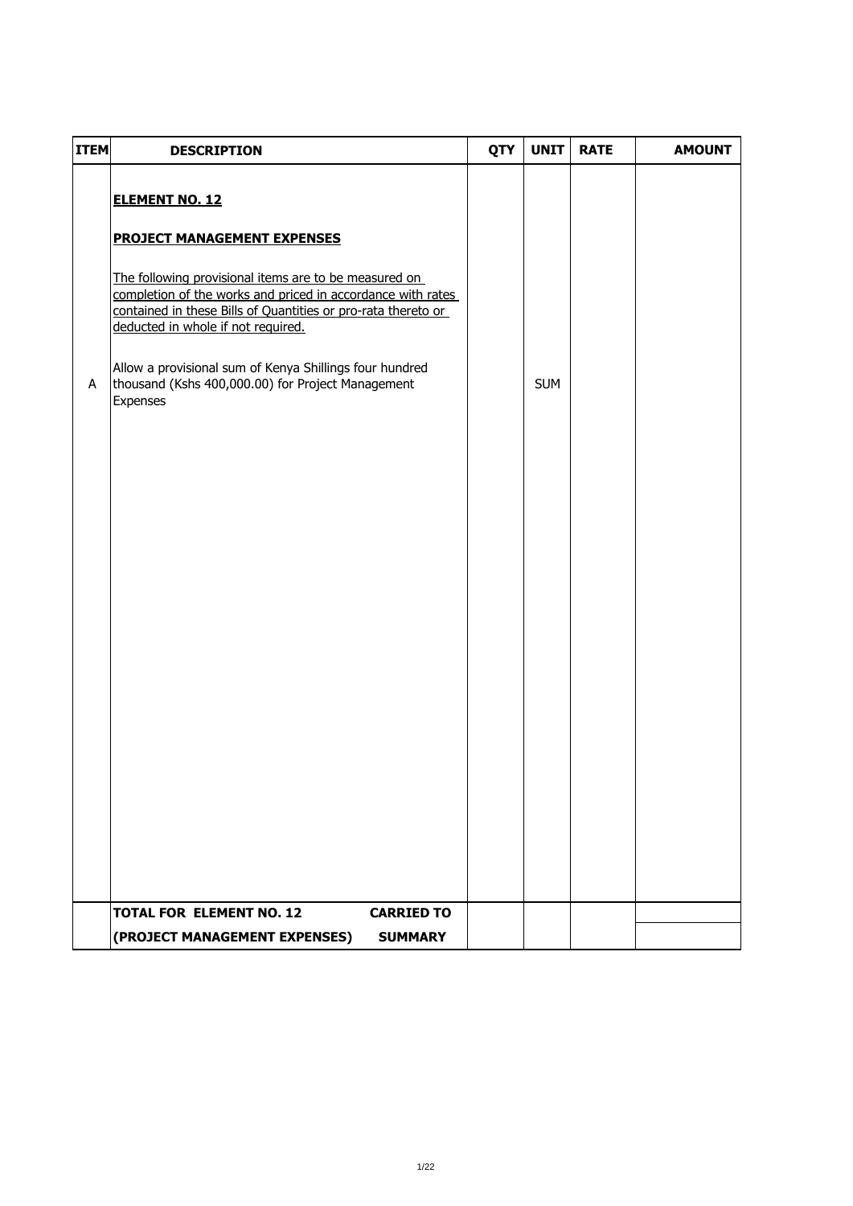| ITEM | DESCRIPTION | QTY | UNIT | RATE | AMOUNT |
|---|---|---|---|---|---|
| | **ELEMENT NO. 12** | | | | |
| | **PROJECT MANAGEMENT EXPENSES** | | | | |
| | The following provisional items are to be measured on completion of the works and priced in accordance with rates contained in these Bills of Quantities or pro-rata thereto or deducted in whole if not required. | | | | |
| A | Allow a provisional sum of Kenya Shillings four hundred thousand (Kshs 400,000.00) for Project Management Expenses | | SUM | | |
| | **TOTAL FOR ELEMENT NO. 12 CARRIED TO (PROJECT MANAGEMENT EXPENSES) SUMMARY** | | | | |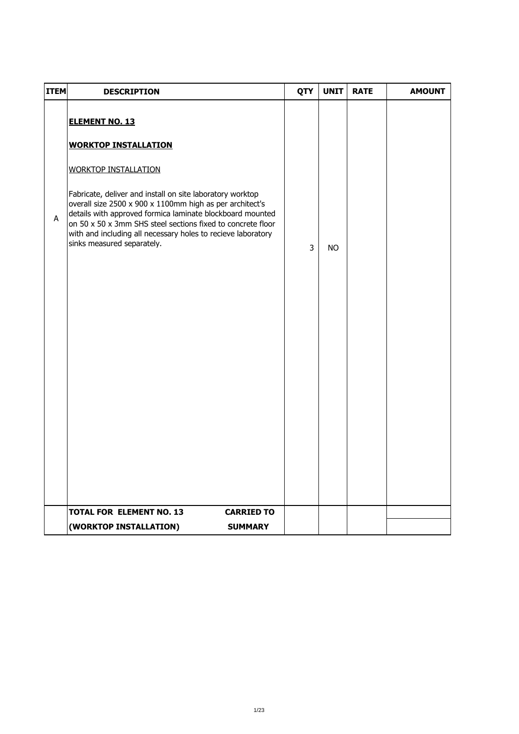| ITEM | DESCRIPTION | QTY | UNIT | RATE | AMOUNT |
|---|---|---|---|---|---|
| | **ELEMENT NO. 13** | | | | |
| | **WORKTOP INSTALLATION** | | | | |
| | WORKTOP INSTALLATION | | | | |
| A | Fabricate, deliver and install on site laboratory worktop overall size 2500 x 900 x 1100mm high as per architect's details with approved formica laminate blockboard mounted on 50 x 50 x 3mm SHS steel sections fixed to concrete floor with and including all necessary holes to recieve laboratory sinks measured separately. | 3 | NO | | |
| | **TOTAL FOR ELEMENT NO. 13 (WORKTOP INSTALLATION) CARRIED TO SUMMARY** | | | | |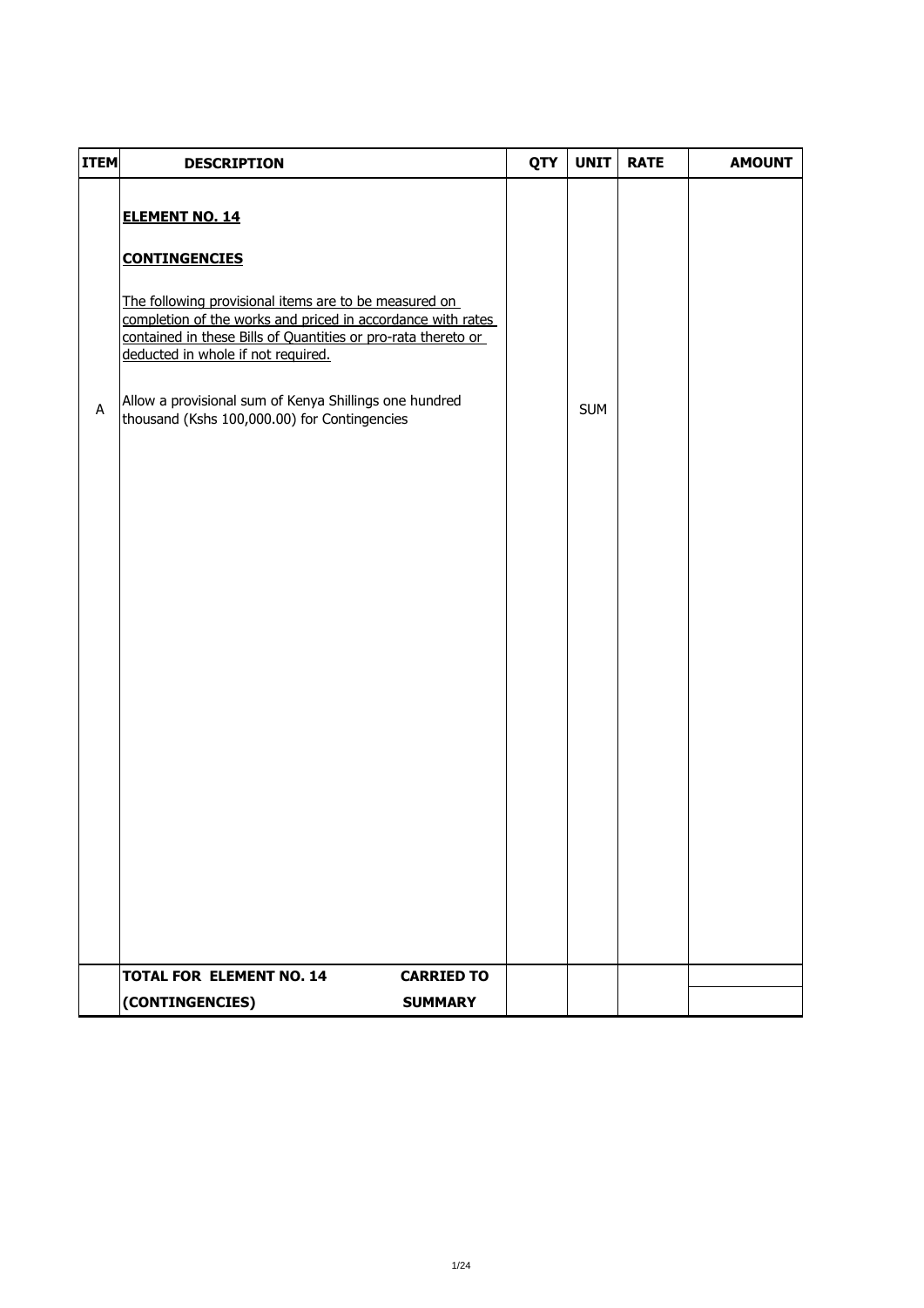| ITEM | DESCRIPTION | QTY | UNIT | RATE | AMOUNT |
|---|---|---|---|---|---|
| | **ELEMENT NO. 14** | | | | |
| | **CONTINGENCIES** | | | | |
| | The following provisional items are to be measured on completion of the works and priced in accordance with rates contained in these Bills of Quantities or pro-rata thereto or deducted in whole if not required. | | | | |
| A | Allow a provisional sum of Kenya Shillings one hundred thousand (Kshs 100,000.00) for Contingencies | | SUM | | |
| | **TOTAL FOR ELEMENT NO. 14 (CONTINGENCIES)** **CARRIED TO SUMMARY** | | | | |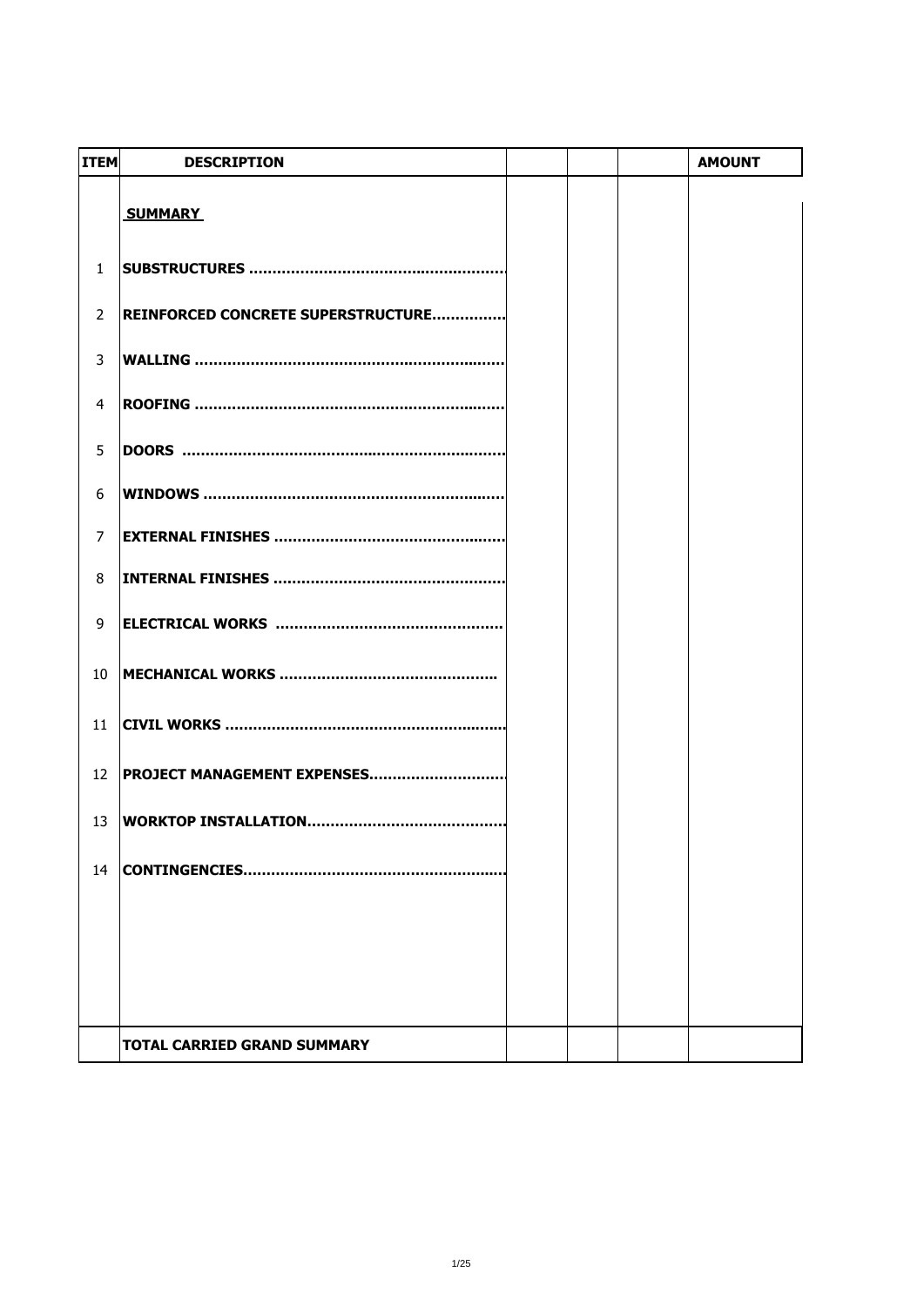| ITEM | DESCRIPTION | | | | AMOUNT |
|---|---|---|---|---|---|
| | **SUMMARY** | | | | |
| 1 | **SUBSTRUCTURES .......................................................** | | | | |
| 2 | **REINFORCED CONCRETE SUPERSTRUCTURE................** | | | | |
| 3 | **WALLING ...................................................................** | | | | |
| 4 | **ROOFING ...................................................................** | | | | |
| 5 | **DOORS ......................................................................** | | | | |
| 6 | **WINDOWS ..................................................................** | | | | |
| 7 | **EXTERNAL FINISHES ..................................................** | | | | |
| 8 | **INTERNAL FINISHES ..................................................** | | | | |
| 9 | **ELECTRICAL WORKS ................................................** | | | | |
| 10 | **MECHANICAL WORKS ..............................................** | | | | |
| 11 | **CIVIL WORKS .............................................................** | | | | |
| 12 | **PROJECT MANAGEMENT EXPENSES..............................** | | | | |
| 13 | **WORKTOP INSTALLATION...........................................** | | | | |
| 14 | **CONTINGENCIES.........................................................** | | | | |
| | **TOTAL CARRIED GRAND SUMMARY** | | | | |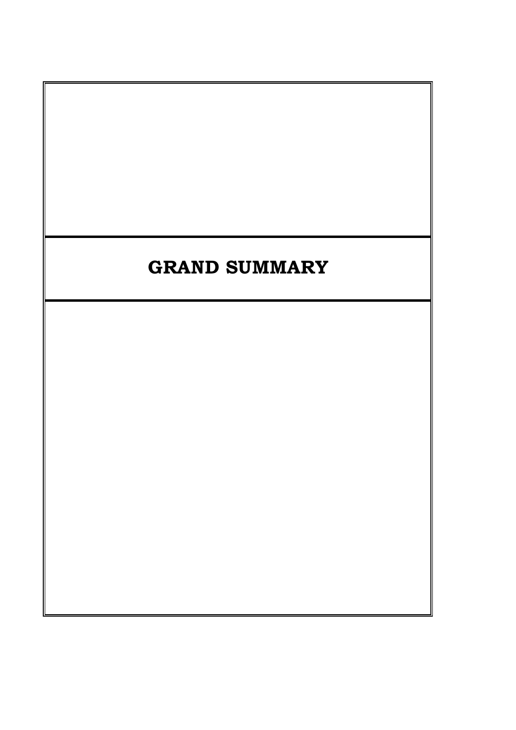# GRAND SUMMARY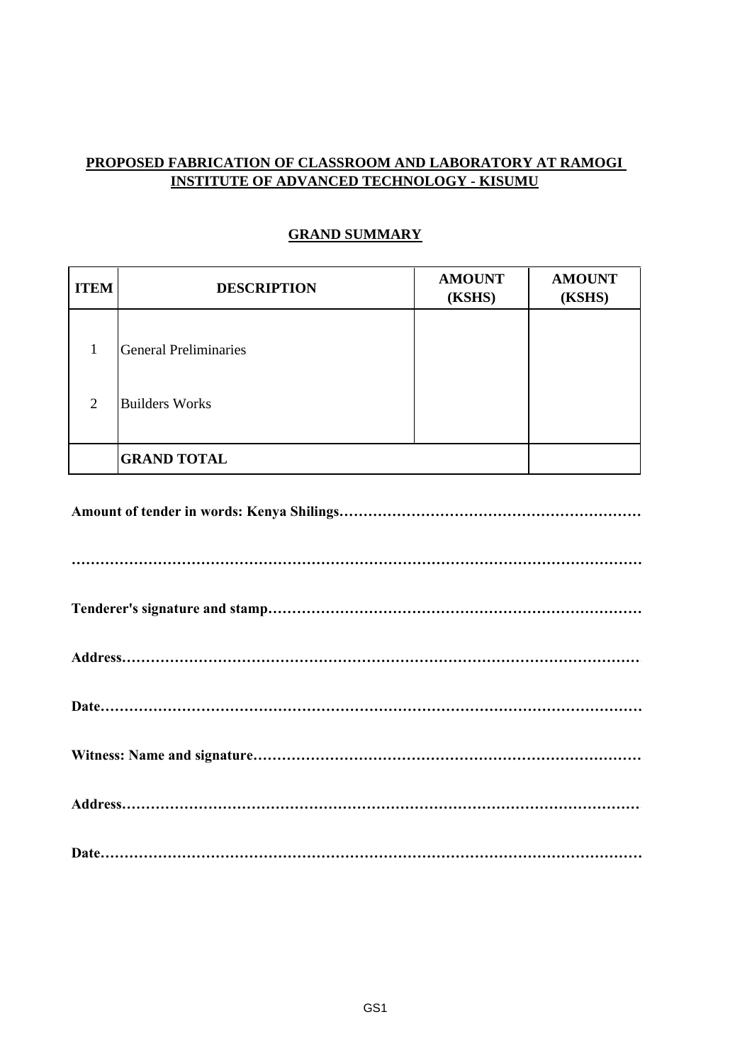**PROPOSED FABRICATION OF CLASSROOM AND LABORATORY AT RAMOGI INSTITUTE OF ADVANCED TECHNOLOGY - KISUMU**

**GRAND SUMMARY**

| ITEM | DESCRIPTION | AMOUNT (KSHS) | AMOUNT (KSHS) |
|---|---|---|---|
| 1 | General Preliminaries | | |
| 2 | Builders Works | | |
| | **GRAND TOTAL** | | |

**Amount of tender in words: Kenya Shilings………………………………………………………**

**……………………………………………………………………………………………………**

**Tenderer's signature and stamp……………………………………………………………………**

**Address……………………………………………………………………………………………**

**Date………………………………………………………………………………………………**

**Witness: Name and signature………………………………………………………………………**

**Address……………………………………………………………………………………………**

**Date………………………………………………………………………………………………**